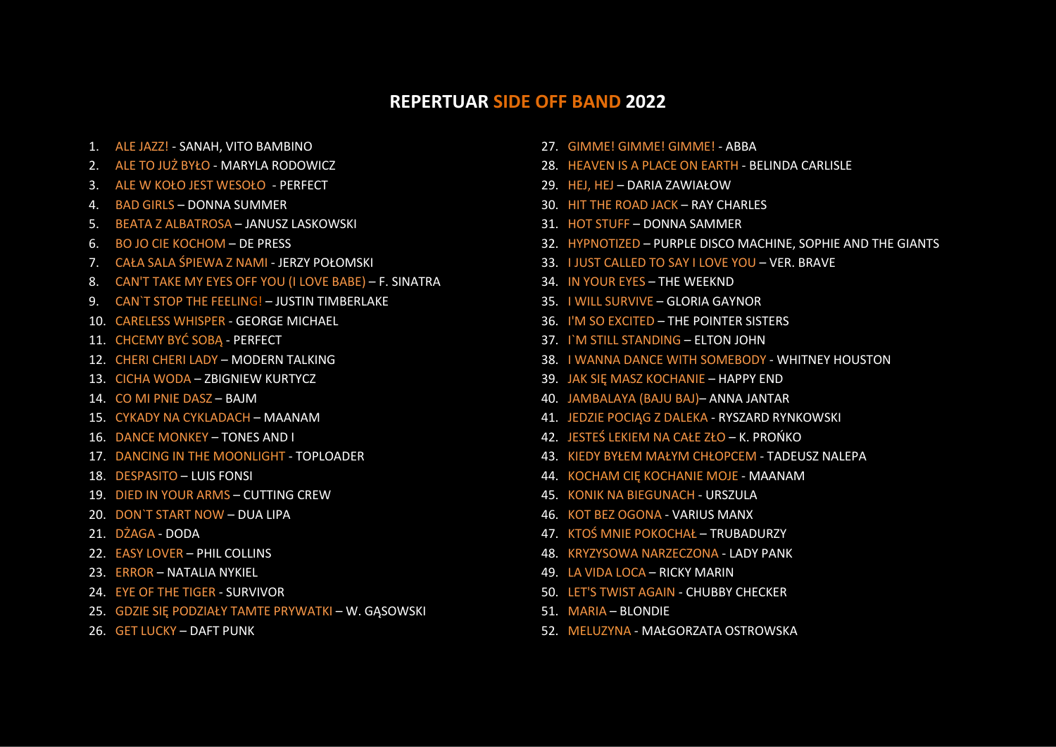# REPERTUAR SIDE OFF BAND 2022

1. ALE JAZZ! - SANAH, VITO BAMBINO
2. ALE TO JUŻ BYŁO - MARYLA RODOWICZ
3. ALE W KOŁO JEST WESOŁO - PERFECT
4. BAD GIRLS – DONNA SUMMER
5. BEATA Z ALBATROSA – JANUSZ LASKOWSKI
6. BO JO CIE KOCHOM – DE PRESS
7. CAŁA SALA ŚPIEWA Z NAMI - JERZY POŁOMSKI
8. CAN'T TAKE MY EYES OFF YOU (I LOVE BABE) – F. SINATRA
9. CAN`T STOP THE FEELING! – JUSTIN TIMBERLAKE
10. CARELESS WHISPER - GEORGE MICHAEL
11. CHCEMY BYĆ SOBĄ - PERFECT
12. CHERI CHERI LADY – MODERN TALKING
13. CICHA WODA – ZBIGNIEW KURTYCZ
14. CO MI PNIE DASZ – BAJM
15. CYKADY NA CYKLADACH – MAANAM
16. DANCE MONKEY – TONES AND I
17. DANCING IN THE MOONLIGHT - TOPLOADER
18. DESPASITO – LUIS FONSI
19. DIED IN YOUR ARMS – CUTTING CREW
20. DON`T START NOW – DUA LIPA
21. DŻAGA - DODA
22. EASY LOVER – PHIL COLLINS
23. ERROR – NATALIA NYKIEL
24. EYE OF THE TIGER - SURVIVOR
25. GDZIE SIĘ PODZIAŁY TAMTE PRYWATKI – W. GĄSOWSKI
26. GET LUCKY – DAFT PUNK
27. GIMME! GIMME! GIMME! - ABBA
28. HEAVEN IS A PLACE ON EARTH - BELINDA CARLISLE
29. HEJ, HEJ – DARIA ZAWIAŁOW
30. HIT THE ROAD JACK – RAY CHARLES
31. HOT STUFF – DONNA SAMMER
32. HYPNOTIZED – PURPLE DISCO MACHINE, SOPHIE AND THE GIANTS
33. I JUST CALLED TO SAY I LOVE YOU – VER. BRAVE
34. IN YOUR EYES – THE WEEKND
35. I WILL SURVIVE – GLORIA GAYNOR
36. I'M SO EXCITED – THE POINTER SISTERS
37. I`M STILL STANDING – ELTON JOHN
38. I WANNA DANCE WITH SOMEBODY - WHITNEY HOUSTON
39. JAK SIĘ MASZ KOCHANIE – HAPPY END
40. JAMBALAYA (BAJU BAJ)– ANNA JANTAR
41. JEDZIE POCIĄG Z DALEKA - RYSZARD RYNKOWSKI
42. JESTEŚ LEKIEM NA CAŁE ZŁO – K. PROŃKO
43. KIEDY BYŁEM MAŁYM CHŁOPCEM - TADEUSZ NALEPA
44. KOCHAM CIĘ KOCHANIE MOJE - MAANAM
45. KONIK NA BIEGUNACH - URSZULA
46. KOT BEZ OGONA - VARIUS MANX
47. KTOŚ MNIE POKOCHAŁ – TRUBADURZY
48. KRYZYSOWA NARZECZONA - LADY PANK
49. LA VIDA LOCA – RICKY MARIN
50. LET'S TWIST AGAIN - CHUBBY CHECKER
51. MARIA – BLONDIE
52. MELUZYNA - MAŁGORZATA OSTROWSKA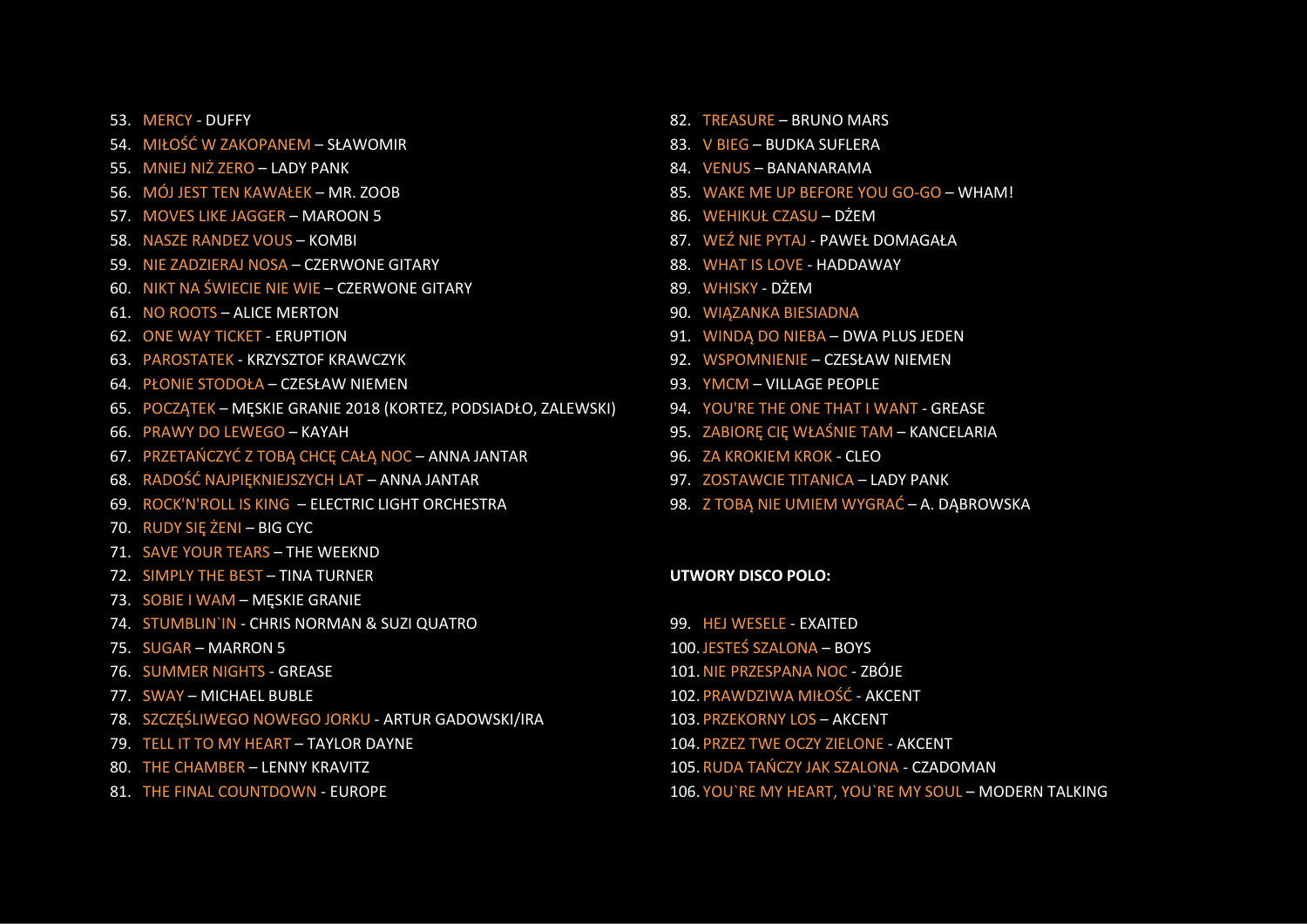53. MERCY - DUFFY
54. MIŁOŚĆ W ZAKOPANEM – SŁAWOMIR
55. MNIEJ NIŻ ZERO – LADY PANK
56. MÓJ JEST TEN KAWAŁEK – MR. ZOOB
57. MOVES LIKE JAGGER – MAROON 5
58. NASZE RANDEZ VOUS – KOMBI
59. NIE ZADZIERAJ NOSA – CZERWONE GITARY
60. NIKT NA ŚWIECIE NIE WIE – CZERWONE GITARY
61. NO ROOTS – ALICE MERTON
62. ONE WAY TICKET - ERUPTION
63. PAROSTATEK - KRZYSZTOF KRAWCZYK
64. PŁONIE STODOŁA – CZESŁAW NIEMEN
65. POCZĄTEK – MĘSKIE GRANIE 2018 (KORTEZ, PODSIADŁO, ZALEWSKI)
66. PRAWY DO LEWEGO – KAYAH
67. PRZETAŃCZYĆ Z TOBĄ CHCĘ CAŁĄ NOC – ANNA JANTAR
68. RADOŚĆ NAJPIĘKNIEJSZYCH LAT – ANNA JANTAR
69. ROCK'N'ROLL IS KING – ELECTRIC LIGHT ORCHESTRA
70. RUDY SIĘ ŻENI – BIG CYC
71. SAVE YOUR TEARS – THE WEEKND
72. SIMPLY THE BEST – TINA TURNER
73. SOBIE I WAM – MĘSKIE GRANIE
74. STUMBLIN`IN - CHRIS NORMAN & SUZI QUATRO
75. SUGAR – MARRON 5
76. SUMMER NIGHTS - GREASE
77. SWAY – MICHAEL BUBLE
78. SZCZĘŚLIWEGO NOWEGO JORKU - ARTUR GADOWSKI/IRA
79. TELL IT TO MY HEART – TAYLOR DAYNE
80. THE CHAMBER – LENNY KRAVITZ
81. THE FINAL COUNTDOWN - EUROPE
82. TREASURE – BRUNO MARS
83. V BIEG – BUDKA SUFLERA
84. VENUS – BANANARAMA
85. WAKE ME UP BEFORE YOU GO-GO – WHAM!
86. WEHIKUŁ CZASU – DŻEM
87. WEŹ NIE PYTAJ - PAWEŁ DOMAGAŁA
88. WHAT IS LOVE - HADDAWAY
89. WHISKY - DŻEM
90. WIĄZANKA BIESIADNA
91. WINDĄ DO NIEBA – DWA PLUS JEDEN
92. WSPOMNIENIE – CZESŁAW NIEMEN
93. YMCM – VILLAGE PEOPLE
94. YOU'RE THE ONE THAT I WANT - GREASE
95. ZABIORĘ CIĘ WŁAŚNIE TAM – KANCELARIA
96. ZA KROKIEM KROK - CLEO
97. ZOSTAWCIE TITANICA – LADY PANK
98. Z TOBĄ NIE UMIEM WYGRAĆ – A. DĄBROWSKA

**UTWORY DISCO POLO:**

99. HEJ WESELE - EXAITED
100. JESTEŚ SZALONA – BOYS
101. NIE PRZESPANA NOC - ZBÓJE
102. PRAWDZIWA MIŁOŚĆ - AKCENT
103. PRZEKORNY LOS – AKCENT
104. PRZEZ TWE OCZY ZIELONE - AKCENT
105. RUDA TAŃCZY JAK SZALONA - CZADOMAN
106. YOU`RE MY HEART, YOU`RE MY SOUL – MODERN TALKING